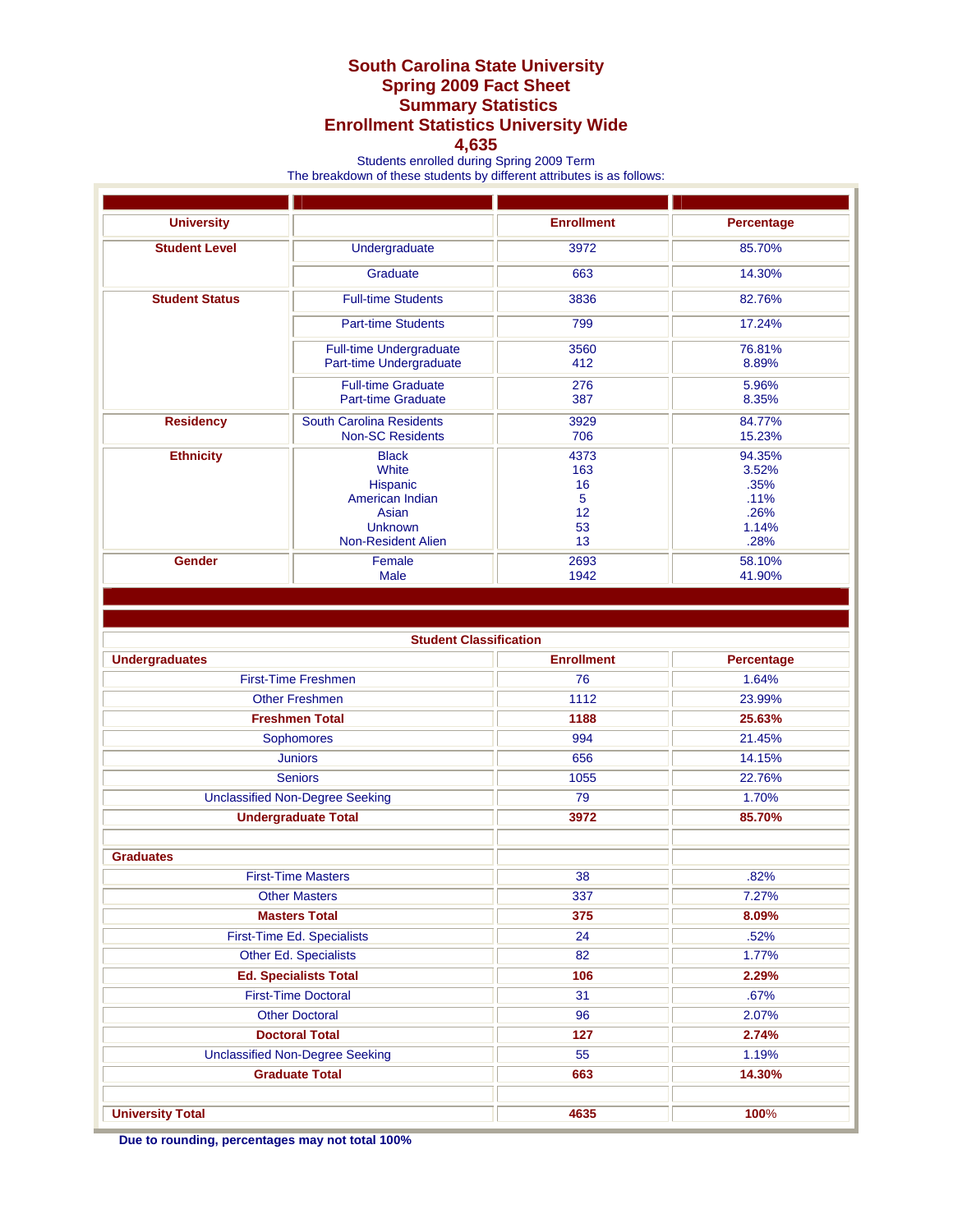# South Carolina State University
## Spring 2009 Fact Sheet
## Summary Statistics
## Enrollment Statistics University Wide
## 4,635

Students enrolled during Spring 2009 Term
The breakdown of these students by different attributes is as follows:

| University | | Enrollment | Percentage |
|---|---|---|---|
| **Student Level** | Undergraduate | 3972 | 85.70% |
| | Graduate | 663 | 14.30% |
| **Student Status** | Full-time Students | 3836 | 82.76% |
| | Part-time Students | 799 | 17.24% |
| | Full-time Undergraduate | 3560 | 76.81% |
| | Part-time Undergraduate | 412 | 8.89% |
| | Full-time Graduate | 276 | 5.96% |
| | Part-time Graduate | 387 | 8.35% |
| **Residency** | South Carolina Residents | 3929 | 84.77% |
| | Non-SC Residents | 706 | 15.23% |
| **Ethnicity** | Black | 4373 | 94.35% |
| | White | 163 | 3.52% |
| | Hispanic | 16 | .35% |
| | American Indian | 5 | .11% |
| | Asian | 12 | .26% |
| | Unknown | 53 | 1.14% |
| | Non-Resident Alien | 13 | .28% |
| **Gender** | Female | 2693 | 58.10% |
| | Male | 1942 | 41.90% |

| Student Classification | | |
|---|---|---|
| **Undergraduates** | **Enrollment** | **Percentage** |
| First-Time Freshmen | 76 | 1.64% |
| Other Freshmen | 1112 | 23.99% |
| **Freshmen Total** | **1188** | **25.63%** |
| Sophomores | 994 | 21.45% |
| Juniors | 656 | 14.15% |
| Seniors | 1055 | 22.76% |
| Unclassified Non-Degree Seeking | 79 | 1.70% |
| **Undergraduate Total** | **3972** | **85.70%** |
| | | |
| **Graduates** | | |
| First-Time Masters | 38 | .82% |
| Other Masters | 337 | 7.27% |
| **Masters Total** | **375** | **8.09%** |
| First-Time Ed. Specialists | 24 | .52% |
| Other Ed. Specialists | 82 | 1.77% |
| **Ed. Specialists Total** | **106** | **2.29%** |
| First-Time Doctoral | 31 | .67% |
| Other Doctoral | 96 | 2.07% |
| **Doctoral Total** | **127** | **2.74%** |
| Unclassified Non-Degree Seeking | 55 | 1.19% |
| **Graduate Total** | **663** | **14.30%** |
| | | |
| **University Total** | **4635** | **100%** |

**Due to rounding, percentages may not total 100%**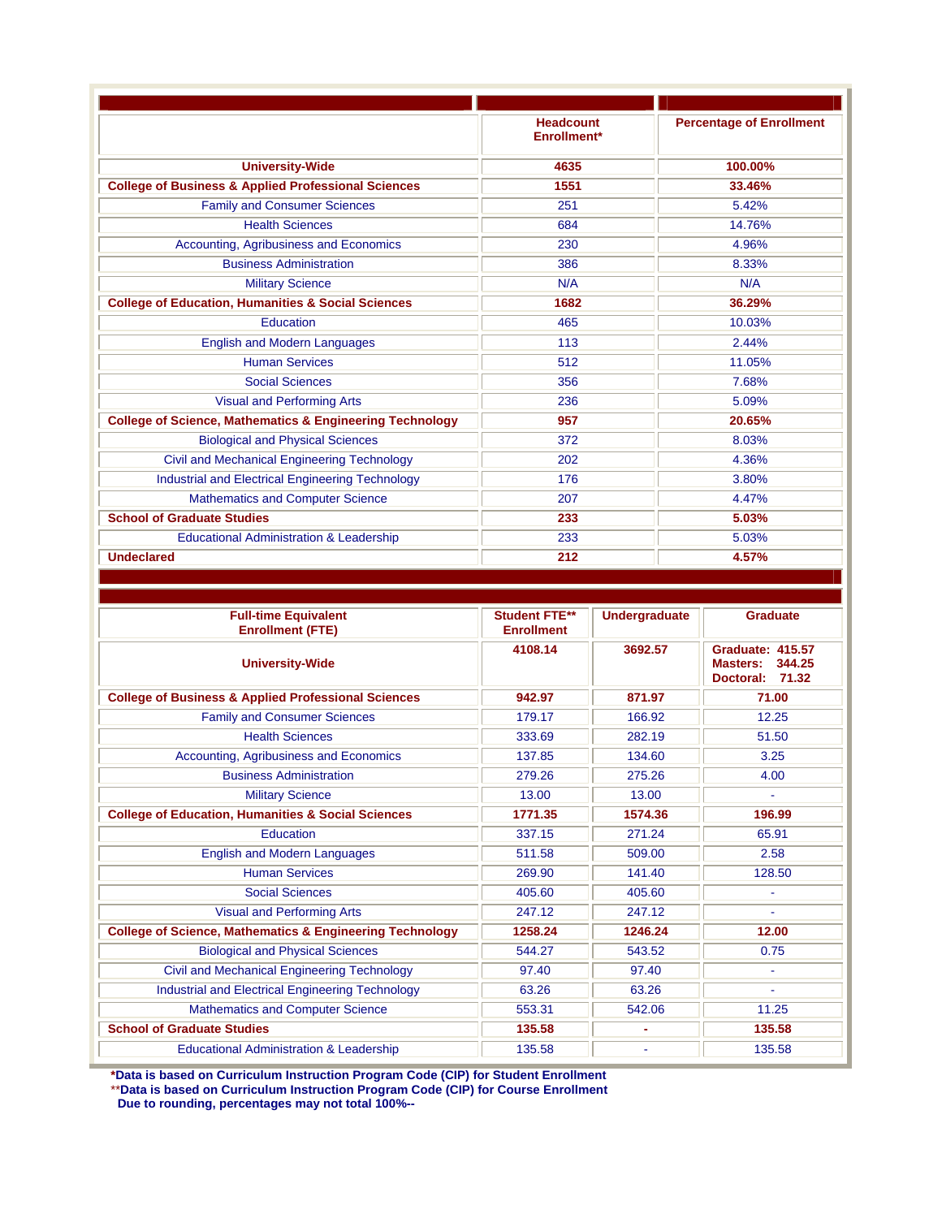| | Headcount Enrollment* | Percentage of Enrollment |
|---|---|---|
| **University-Wide** | **4635** | **100.00%** |
| **College of Business & Applied Professional Sciences** | **1551** | **33.46%** |
| Family and Consumer Sciences | 251 | 5.42% |
| Health Sciences | 684 | 14.76% |
| Accounting, Agribusiness and Economics | 230 | 4.96% |
| Business Administration | 386 | 8.33% |
| Military Science | N/A | N/A |
| **College of Education, Humanities & Social Sciences** | **1682** | **36.29%** |
| Education | 465 | 10.03% |
| English and Modern Languages | 113 | 2.44% |
| Human Services | 512 | 11.05% |
| Social Sciences | 356 | 7.68% |
| Visual and Performing Arts | 236 | 5.09% |
| **College of Science, Mathematics & Engineering Technology** | **957** | **20.65%** |
| Biological and Physical Sciences | 372 | 8.03% |
| Civil and Mechanical Engineering Technology | 202 | 4.36% |
| Industrial and Electrical Engineering Technology | 176 | 3.80% |
| Mathematics and Computer Science | 207 | 4.47% |
| **School of Graduate Studies** | **233** | **5.03%** |
| Educational Administration & Leadership | 233 | 5.03% |
| **Undeclared** | **212** | **4.57%** |

| Full-time Equivalent Enrollment (FTE) | Student FTE** Enrollment | Undergraduate | Graduate |
|---|---|---|---|
| **University-Wide** | **4108.14** | **3692.57** | **Graduate: 415.57 Masters: 344.25 Doctoral: 71.32** |
| **College of Business & Applied Professional Sciences** | **942.97** | **871.97** | **71.00** |
| Family and Consumer Sciences | 179.17 | 166.92 | 12.25 |
| Health Sciences | 333.69 | 282.19 | 51.50 |
| Accounting, Agribusiness and Economics | 137.85 | 134.60 | 3.25 |
| Business Administration | 279.26 | 275.26 | 4.00 |
| Military Science | 13.00 | 13.00 | - |
| **College of Education, Humanities & Social Sciences** | **1771.35** | **1574.36** | **196.99** |
| Education | 337.15 | 271.24 | 65.91 |
| English and Modern Languages | 511.58 | 509.00 | 2.58 |
| Human Services | 269.90 | 141.40 | 128.50 |
| Social Sciences | 405.60 | 405.60 | - |
| Visual and Performing Arts | 247.12 | 247.12 | - |
| **College of Science, Mathematics & Engineering Technology** | **1258.24** | **1246.24** | **12.00** |
| Biological and Physical Sciences | 544.27 | 543.52 | 0.75 |
| Civil and Mechanical Engineering Technology | 97.40 | 97.40 | - |
| Industrial and Electrical Engineering Technology | 63.26 | 63.26 | - |
| Mathematics and Computer Science | 553.31 | 542.06 | 11.25 |
| **School of Graduate Studies** | **135.58** | **-** | **135.58** |
| Educational Administration & Leadership | 135.58 | - | 135.58 |

**\*Data is based on Curriculum Instruction Program Code (CIP) for Student Enrollment**
**\*\*Data is based on Curriculum Instruction Program Code (CIP) for Course Enrollment**
**Due to rounding, percentages may not total 100%--**